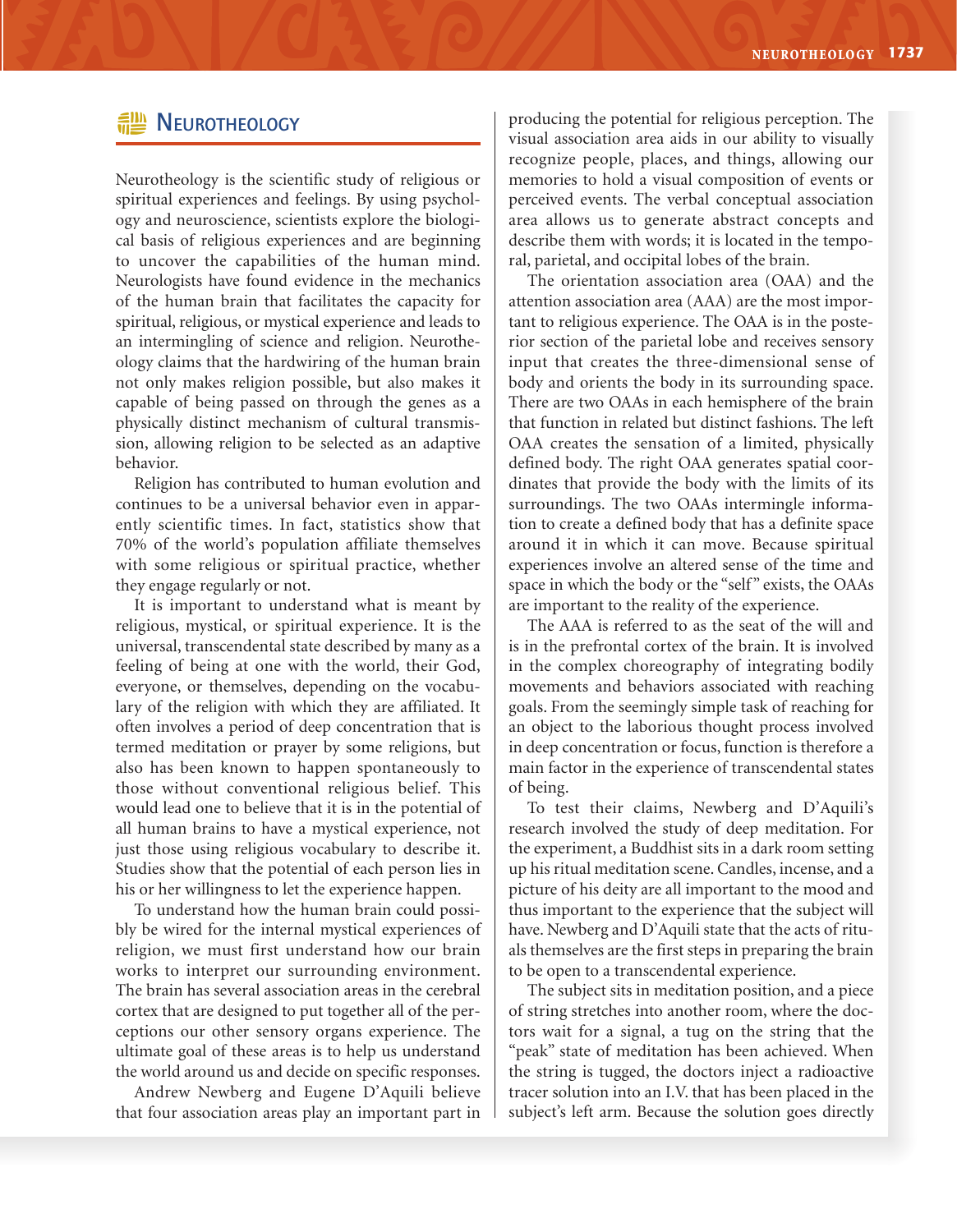# Neurotheology

Neurotheology is the scientific study of religious or spiritual experiences and feelings. By using psychology and neuroscience, scientists explore the biological basis of religious experiences and are beginning to uncover the capabilities of the human mind. Neurologists have found evidence in the mechanics of the human brain that facilitates the capacity for spiritual, religious, or mystical experience and leads to an intermingling of science and religion. Neurotheology claims that the hardwiring of the human brain not only makes religion possible, but also makes it capable of being passed on through the genes as a physically distinct mechanism of cultural transmission, allowing religion to be selected as an adaptive behavior.

Religion has contributed to human evolution and continues to be a universal behavior even in apparently scientific times. In fact, statistics show that 70% of the world's population affiliate themselves with some religious or spiritual practice, whether they engage regularly or not.

It is important to understand what is meant by religious, mystical, or spiritual experience. It is the universal, transcendental state described by many as a feeling of being at one with the world, their God, everyone, or themselves, depending on the vocabulary of the religion with which they are affiliated. It often involves a period of deep concentration that is termed meditation or prayer by some religions, but also has been known to happen spontaneously to those without conventional religious belief. This would lead one to believe that it is in the potential of all human brains to have a mystical experience, not just those using religious vocabulary to describe it. Studies show that the potential of each person lies in his or her willingness to let the experience happen.

To understand how the human brain could possibly be wired for the internal mystical experiences of religion, we must first understand how our brain works to interpret our surrounding environment. The brain has several association areas in the cerebral cortex that are designed to put together all of the perceptions our other sensory organs experience. The ultimate goal of these areas is to help us understand the world around us and decide on specific responses.

Andrew Newberg and Eugene D'Aquili believe that four association areas play an important part in producing the potential for religious perception. The visual association area aids in our ability to visually recognize people, places, and things, allowing our memories to hold a visual composition of events or perceived events. The verbal conceptual association area allows us to generate abstract concepts and describe them with words; it is located in the temporal, parietal, and occipital lobes of the brain.

The orientation association area (OAA) and the attention association area (AAA) are the most important to religious experience. The OAA is in the posterior section of the parietal lobe and receives sensory input that creates the three-dimensional sense of body and orients the body in its surrounding space. There are two OAAs in each hemisphere of the brain that function in related but distinct fashions. The left OAA creates the sensation of a limited, physically defined body. The right OAA generates spatial coordinates that provide the body with the limits of its surroundings. The two OAAs intermingle information to create a defined body that has a definite space around it in which it can move. Because spiritual experiences involve an altered sense of the time and space in which the body or the "self" exists, the OAAs are important to the reality of the experience.

The AAA is referred to as the seat of the will and is in the prefrontal cortex of the brain. It is involved in the complex choreography of integrating bodily movements and behaviors associated with reaching goals. From the seemingly simple task of reaching for an object to the laborious thought process involved in deep concentration or focus, function is therefore a main factor in the experience of transcendental states of being.

To test their claims, Newberg and D'Aquili's research involved the study of deep meditation. For the experiment, a Buddhist sits in a dark room setting up his ritual meditation scene. Candles, incense, and a picture of his deity are all important to the mood and thus important to the experience that the subject will have. Newberg and D'Aquili state that the acts of rituals themselves are the first steps in preparing the brain to be open to a transcendental experience.

The subject sits in meditation position, and a piece of string stretches into another room, where the doctors wait for a signal, a tug on the string that the "peak" state of meditation has been achieved. When the string is tugged, the doctors inject a radioactive tracer solution into an I.V. that has been placed in the subject's left arm. Because the solution goes directly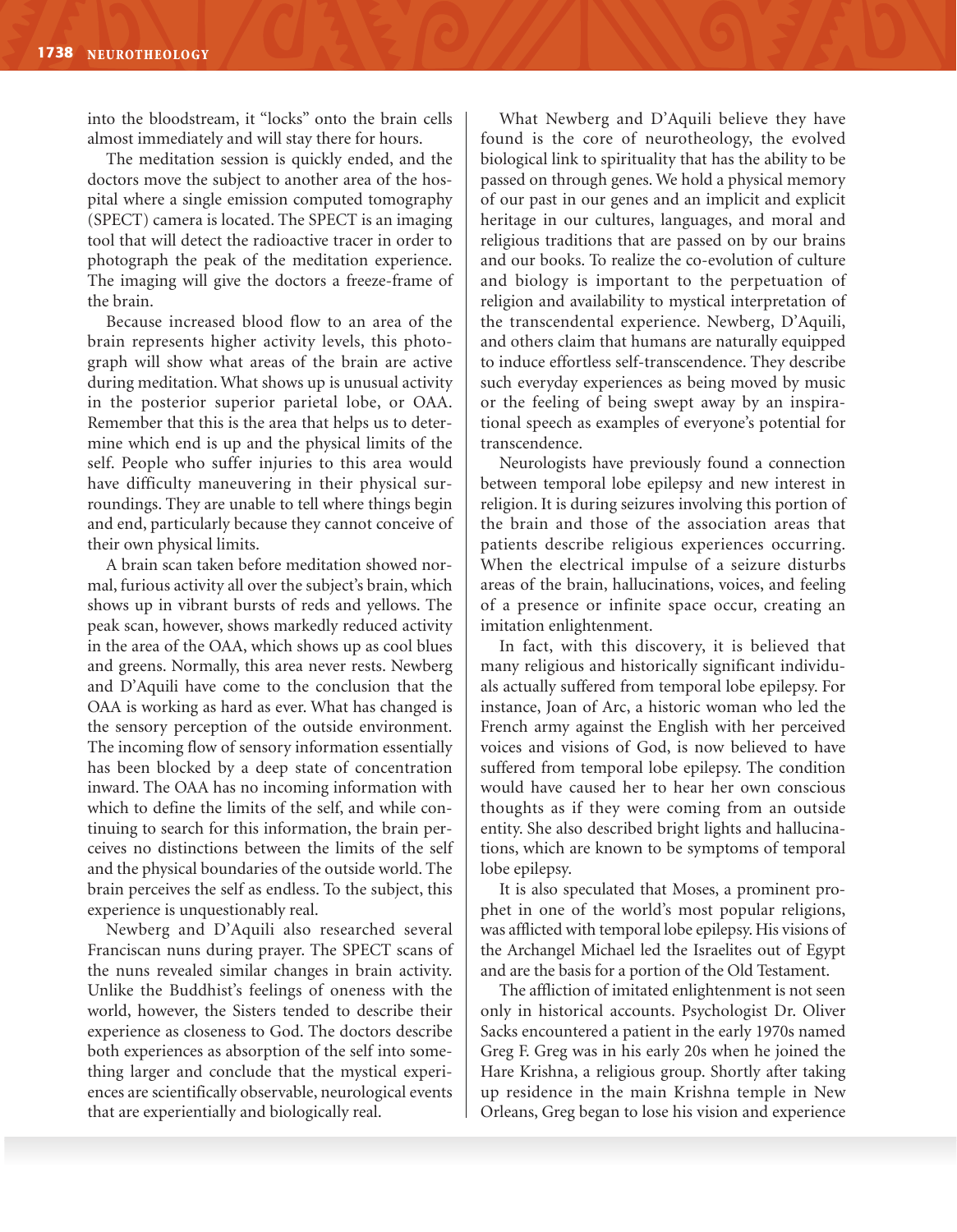into the bloodstream, it "locks" onto the brain cells almost immediately and will stay there for hours.

The meditation session is quickly ended, and the doctors move the subject to another area of the hospital where a single emission computed tomography (SPECT) camera is located. The SPECT is an imaging tool that will detect the radioactive tracer in order to photograph the peak of the meditation experience. The imaging will give the doctors a freeze-frame of the brain.

Because increased blood flow to an area of the brain represents higher activity levels, this photograph will show what areas of the brain are active during meditation. What shows up is unusual activity in the posterior superior parietal lobe, or OAA. Remember that this is the area that helps us to determine which end is up and the physical limits of the self. People who suffer injuries to this area would have difficulty maneuvering in their physical surroundings. They are unable to tell where things begin and end, particularly because they cannot conceive of their own physical limits.

A brain scan taken before meditation showed normal, furious activity all over the subject's brain, which shows up in vibrant bursts of reds and yellows. The peak scan, however, shows markedly reduced activity in the area of the OAA, which shows up as cool blues and greens. Normally, this area never rests. Newberg and D'Aquili have come to the conclusion that the OAA is working as hard as ever. What has changed is the sensory perception of the outside environment. The incoming flow of sensory information essentially has been blocked by a deep state of concentration inward. The OAA has no incoming information with which to define the limits of the self, and while continuing to search for this information, the brain perceives no distinctions between the limits of the self and the physical boundaries of the outside world. The brain perceives the self as endless. To the subject, this experience is unquestionably real.

Newberg and D'Aquili also researched several Franciscan nuns during prayer. The SPECT scans of the nuns revealed similar changes in brain activity. Unlike the Buddhist's feelings of oneness with the world, however, the Sisters tended to describe their experience as closeness to God. The doctors describe both experiences as absorption of the self into something larger and conclude that the mystical experiences are scientifically observable, neurological events that are experientially and biologically real.

What Newberg and D'Aquili believe they have found is the core of neurotheology, the evolved biological link to spirituality that has the ability to be passed on through genes. We hold a physical memory of our past in our genes and an implicit and explicit heritage in our cultures, languages, and moral and religious traditions that are passed on by our brains and our books. To realize the co-evolution of culture and biology is important to the perpetuation of religion and availability to mystical interpretation of the transcendental experience. Newberg, D'Aquili, and others claim that humans are naturally equipped to induce effortless self-transcendence. They describe such everyday experiences as being moved by music or the feeling of being swept away by an inspirational speech as examples of everyone's potential for transcendence.

Neurologists have previously found a connection between temporal lobe epilepsy and new interest in religion. It is during seizures involving this portion of the brain and those of the association areas that patients describe religious experiences occurring. When the electrical impulse of a seizure disturbs areas of the brain, hallucinations, voices, and feeling of a presence or infinite space occur, creating an imitation enlightenment.

In fact, with this discovery, it is believed that many religious and historically significant individuals actually suffered from temporal lobe epilepsy. For instance, Joan of Arc, a historic woman who led the French army against the English with her perceived voices and visions of God, is now believed to have suffered from temporal lobe epilepsy. The condition would have caused her to hear her own conscious thoughts as if they were coming from an outside entity. She also described bright lights and hallucinations, which are known to be symptoms of temporal lobe epilepsy.

It is also speculated that Moses, a prominent prophet in one of the world's most popular religions, was afflicted with temporal lobe epilepsy. His visions of the Archangel Michael led the Israelites out of Egypt and are the basis for a portion of the Old Testament.

The affliction of imitated enlightenment is not seen only in historical accounts. Psychologist Dr. Oliver Sacks encountered a patient in the early 1970s named Greg F. Greg was in his early 20s when he joined the Hare Krishna, a religious group. Shortly after taking up residence in the main Krishna temple in New Orleans, Greg began to lose his vision and experience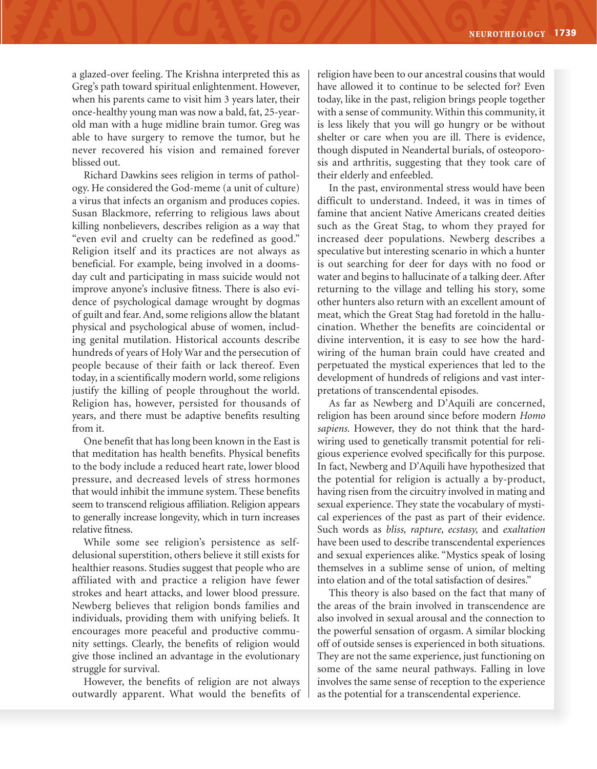a glazed-over feeling. The Krishna interpreted this as Greg's path toward spiritual enlightenment. However, when his parents came to visit him 3 years later, their once-healthy young man was now a bald, fat, 25-year-old man with a huge midline brain tumor. Greg was able to have surgery to remove the tumor, but he never recovered his vision and remained forever blissed out.

Richard Dawkins sees religion in terms of pathology. He considered the God-meme (a unit of culture) a virus that infects an organism and produces copies. Susan Blackmore, referring to religious laws about killing nonbelievers, describes religion as a way that "even evil and cruelty can be redefined as good." Religion itself and its practices are not always as beneficial. For example, being involved in a doomsday cult and participating in mass suicide would not improve anyone's inclusive fitness. There is also evidence of psychological damage wrought by dogmas of guilt and fear. And, some religions allow the blatant physical and psychological abuse of women, including genital mutilation. Historical accounts describe hundreds of years of Holy War and the persecution of people because of their faith or lack thereof. Even today, in a scientifically modern world, some religions justify the killing of people throughout the world. Religion has, however, persisted for thousands of years, and there must be adaptive benefits resulting from it.

One benefit that has long been known in the East is that meditation has health benefits. Physical benefits to the body include a reduced heart rate, lower blood pressure, and decreased levels of stress hormones that would inhibit the immune system. These benefits seem to transcend religious affiliation. Religion appears to generally increase longevity, which in turn increases relative fitness.

While some see religion's persistence as self-delusional superstition, others believe it still exists for healthier reasons. Studies suggest that people who are affiliated with and practice a religion have fewer strokes and heart attacks, and lower blood pressure. Newberg believes that religion bonds families and individuals, providing them with unifying beliefs. It encourages more peaceful and productive community settings. Clearly, the benefits of religion would give those inclined an advantage in the evolutionary struggle for survival.

However, the benefits of religion are not always outwardly apparent. What would the benefits of religion have been to our ancestral cousins that would have allowed it to continue to be selected for? Even today, like in the past, religion brings people together with a sense of community. Within this community, it is less likely that you will go hungry or be without shelter or care when you are ill. There is evidence, though disputed in Neandertal burials, of osteoporosis and arthritis, suggesting that they took care of their elderly and enfeebled.

In the past, environmental stress would have been difficult to understand. Indeed, it was in times of famine that ancient Native Americans created deities such as the Great Stag, to whom they prayed for increased deer populations. Newberg describes a speculative but interesting scenario in which a hunter is out searching for deer for days with no food or water and begins to hallucinate of a talking deer. After returning to the village and telling his story, some other hunters also return with an excellent amount of meat, which the Great Stag had foretold in the hallucination. Whether the benefits are coincidental or divine intervention, it is easy to see how the hardwiring of the human brain could have created and perpetuated the mystical experiences that led to the development of hundreds of religions and vast interpretations of transcendental episodes.

As far as Newberg and D'Aquili are concerned, religion has been around since before modern *Homo sapiens.* However, they do not think that the hardwiring used to genetically transmit potential for religious experience evolved specifically for this purpose. In fact, Newberg and D'Aquili have hypothesized that the potential for religion is actually a by-product, having risen from the circuitry involved in mating and sexual experience. They state the vocabulary of mystical experiences of the past as part of their evidence. Such words as *bliss, rapture, ecstasy,* and *exaltation* have been used to describe transcendental experiences and sexual experiences alike. "Mystics speak of losing themselves in a sublime sense of union, of melting into elation and of the total satisfaction of desires."

This theory is also based on the fact that many of the areas of the brain involved in transcendence are also involved in sexual arousal and the connection to the powerful sensation of orgasm. A similar blocking off of outside senses is experienced in both situations. They are not the same experience, just functioning on some of the same neural pathways. Falling in love involves the same sense of reception to the experience as the potential for a transcendental experience.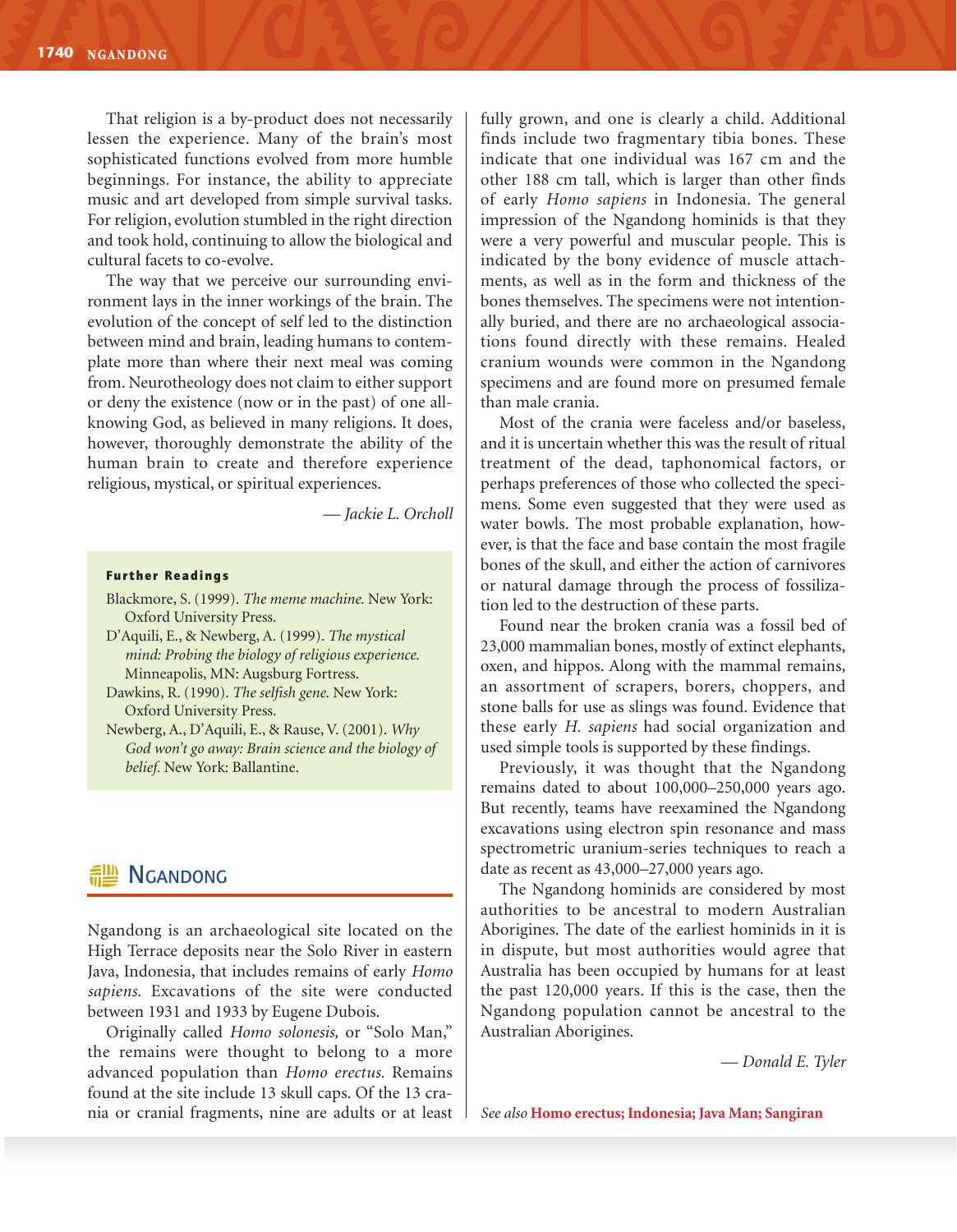That religion is a by-product does not necessarily lessen the experience. Many of the brain's most sophisticated functions evolved from more humble beginnings. For instance, the ability to appreciate music and art developed from simple survival tasks. For religion, evolution stumbled in the right direction and took hold, continuing to allow the biological and cultural facets to co-evolve.

The way that we perceive our surrounding environment lays in the inner workings of the brain. The evolution of the concept of self led to the distinction between mind and brain, leading humans to contemplate more than where their next meal was coming from. Neurotheology does not claim to either support or deny the existence (now or in the past) of one all-knowing God, as believed in many religions. It does, however, thoroughly demonstrate the ability of the human brain to create and therefore experience religious, mystical, or spiritual experiences.

— *Jackie L. Orcholl*

**Further Readings**

Blackmore, S. (1999). *The meme machine.* New York: Oxford University Press.

D'Aquili, E., & Newberg, A. (1999). *The mystical mind: Probing the biology of religious experience.* Minneapolis, MN: Augsburg Fortress.

Dawkins, R. (1990). *The selfish gene.* New York: Oxford University Press.

Newberg, A., D'Aquili, E., & Rause, V. (2001). *Why God won't go away: Brain science and the biology of belief.* New York: Ballantine.

## Ngandong

Ngandong is an archaeological site located on the High Terrace deposits near the Solo River in eastern Java, Indonesia, that includes remains of early *Homo sapiens.* Excavations of the site were conducted between 1931 and 1933 by Eugene Dubois.

Originally called *Homo solonesis,* or "Solo Man," the remains were thought to belong to a more advanced population than *Homo erectus.* Remains found at the site include 13 skull caps. Of the 13 crania or cranial fragments, nine are adults or at least fully grown, and one is clearly a child. Additional finds include two fragmentary tibia bones. These indicate that one individual was 167 cm and the other 188 cm tall, which is larger than other finds of early *Homo sapiens* in Indonesia. The general impression of the Ngandong hominids is that they were a very powerful and muscular people. This is indicated by the bony evidence of muscle attachments, as well as in the form and thickness of the bones themselves. The specimens were not intentionally buried, and there are no archaeological associations found directly with these remains. Healed cranium wounds were common in the Ngandong specimens and are found more on presumed female than male crania.

Most of the crania were faceless and/or baseless, and it is uncertain whether this was the result of ritual treatment of the dead, taphonomical factors, or perhaps preferences of those who collected the specimens. Some even suggested that they were used as water bowls. The most probable explanation, however, is that the face and base contain the most fragile bones of the skull, and either the action of carnivores or natural damage through the process of fossilization led to the destruction of these parts.

Found near the broken crania was a fossil bed of 23,000 mammalian bones, mostly of extinct elephants, oxen, and hippos. Along with the mammal remains, an assortment of scrapers, borers, choppers, and stone balls for use as slings was found. Evidence that these early *H. sapiens* had social organization and used simple tools is supported by these findings.

Previously, it was thought that the Ngandong remains dated to about 100,000–250,000 years ago. But recently, teams have reexamined the Ngandong excavations using electron spin resonance and mass spectrometric uranium-series techniques to reach a date as recent as 43,000–27,000 years ago.

The Ngandong hominids are considered by most authorities to be ancestral to modern Australian Aborigines. The date of the earliest hominids in it is in dispute, but most authorities would agree that Australia has been occupied by humans for at least the past 120,000 years. If this is the case, then the Ngandong population cannot be ancestral to the Australian Aborigines.

— *Donald E. Tyler*

*See also* **Homo erectus; Indonesia; Java Man; Sangiran**